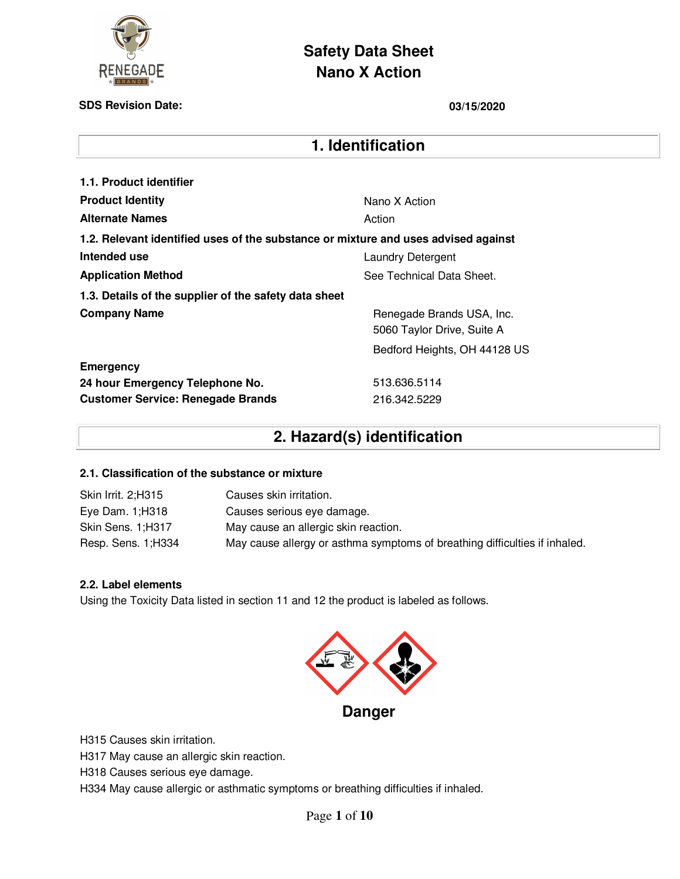# Safety Data Sheet
# Nano X Action

**SDS Revision Date:** **03/15/2020**

## 1. Identification

**1.1. Product identifier**

| | |
|---|---|
| **Product Identity** | Nano X Action |
| **Alternate Names** | Action |

**1.2. Relevant identified uses of the substance or mixture and uses advised against**

| | |
|---|---|
| **Intended use** | Laundry Detergent |
| **Application Method** | See Technical Data Sheet. |

**1.3. Details of the supplier of the safety data sheet**

| | |
|---|---|
| **Company Name** | Renegade Brands USA, Inc.<br>5060 Taylor Drive, Suite A<br>Bedford Heights, OH 44128 US |

**Emergency**

| | |
|---|---|
| **24 hour Emergency Telephone No.** | 513.636.5114 |
| **Customer Service: Renegade Brands** | 216.342.5229 |

## 2. Hazard(s) identification

**2.1. Classification of the substance or mixture**

| | |
|---|---|
| Skin Irrit. 2;H315 | Causes skin irritation. |
| Eye Dam. 1;H318 | Causes serious eye damage. |
| Skin Sens. 1;H317 | May cause an allergic skin reaction. |
| Resp. Sens. 1;H334 | May cause allergy or asthma symptoms of breathing difficulties if inhaled. |

**2.2. Label elements**

Using the Toxicity Data listed in section 11 and 12 the product is labeled as follows.

**Danger**

H315 Causes skin irritation.
H317 May cause an allergic skin reaction.
H318 Causes serious eye damage.
H334 May cause allergic or asthmatic symptoms or breathing difficulties if inhaled.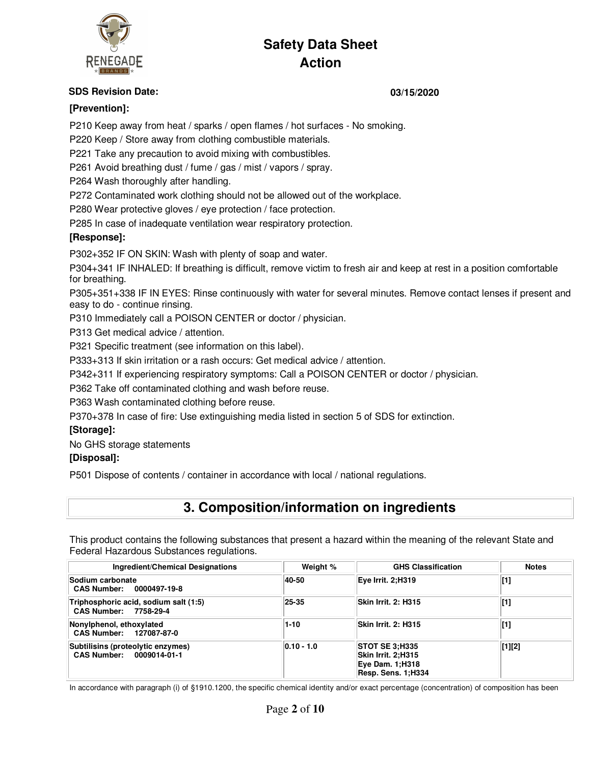**SDS Revision Date:** **03/15/2020**

**[Prevention]:**

P210 Keep away from heat / sparks / open flames / hot surfaces - No smoking.

P220 Keep / Store away from clothing combustible materials.

P221 Take any precaution to avoid mixing with combustibles.

P261 Avoid breathing dust / fume / gas / mist / vapors / spray.

P264 Wash thoroughly after handling.

P272 Contaminated work clothing should not be allowed out of the workplace.

P280 Wear protective gloves / eye protection / face protection.

P285 In case of inadequate ventilation wear respiratory protection.

**[Response]:**

P302+352 IF ON SKIN: Wash with plenty of soap and water.

P304+341 IF INHALED: If breathing is difficult, remove victim to fresh air and keep at rest in a position comfortable for breathing.

P305+351+338 IF IN EYES: Rinse continuously with water for several minutes. Remove contact lenses if present and easy to do - continue rinsing.

P310 Immediately call a POISON CENTER or doctor / physician.

P313 Get medical advice / attention.

P321 Specific treatment (see information on this label).

P333+313 If skin irritation or a rash occurs: Get medical advice / attention.

P342+311 If experiencing respiratory symptoms: Call a POISON CENTER or doctor / physician.

P362 Take off contaminated clothing and wash before reuse.

P363 Wash contaminated clothing before reuse.

P370+378 In case of fire: Use extinguishing media listed in section 5 of SDS for extinction.

**[Storage]:**

No GHS storage statements

**[Disposal]:**

P501 Dispose of contents / container in accordance with local / national regulations.

# 3. Composition/information on ingredients

This product contains the following substances that present a hazard within the meaning of the relevant State and Federal Hazardous Substances regulations.

| Ingredient/Chemical Designations | Weight % | GHS Classification | Notes |
|---|---|---|---|
| **Sodium carbonate**<br>**CAS Number: 0000497-19-8** | 40-50 | Eye Irrit. 2;H319 | [1] |
| **Triphosphoric acid, sodium salt (1:5)**<br>**CAS Number: 7758-29-4** | 25-35 | Skin Irrit. 2: H315 | [1] |
| **Nonylphenol, ethoxylated**<br>**CAS Number: 127087-87-0** | 1-10 | Skin Irrit. 2: H315 | [1] |
| **Subtilisins (proteolytic enzymes)**<br>**CAS Number: 0009014-01-1** | 0.10 - 1.0 | STOT SE 3;H335<br>Skin Irrit. 2;H315<br>Eye Dam. 1;H318<br>Resp. Sens. 1;H334 | [1][2] |

In accordance with paragraph (i) of §1910.1200, the specific chemical identity and/or exact percentage (concentration) of composition has been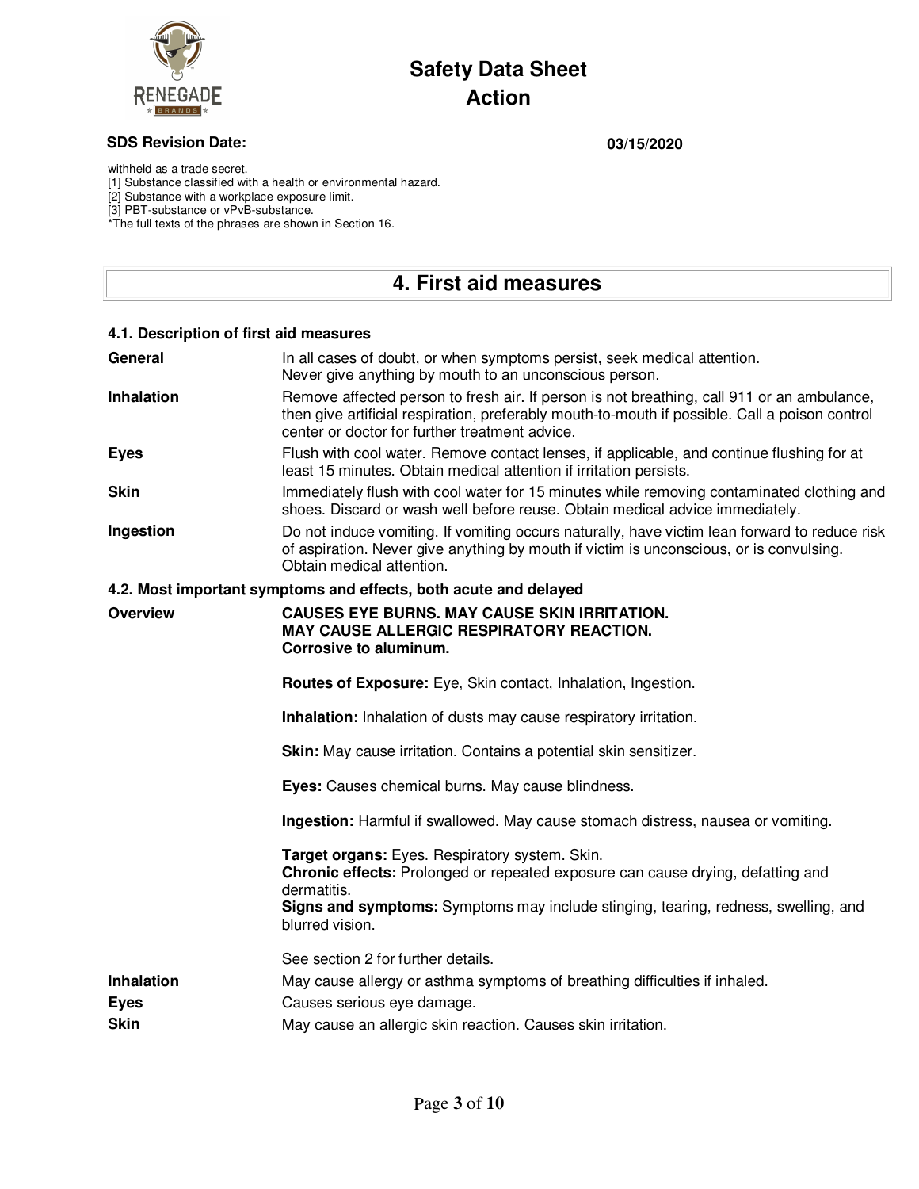withheld as a trade secret.
[1] Substance classified with a health or environmental hazard.
[2] Substance with a workplace exposure limit.
[3] PBT-substance or vPvB-substance.
*The full texts of the phrases are shown in Section 16.

# 4. First aid measures

### 4.1. Description of first aid measures

**General**
In all cases of doubt, or when symptoms persist, seek medical attention.
Never give anything by mouth to an unconscious person.

**Inhalation**
Remove affected person to fresh air. If person is not breathing, call 911 or an ambulance, then give artificial respiration, preferably mouth-to-mouth if possible. Call a poison control center or doctor for further treatment advice.

**Eyes**
Flush with cool water. Remove contact lenses, if applicable, and continue flushing for at least 15 minutes. Obtain medical attention if irritation persists.

**Skin**
Immediately flush with cool water for 15 minutes while removing contaminated clothing and shoes. Discard or wash well before reuse. Obtain medical advice immediately.

**Ingestion**
Do not induce vomiting. If vomiting occurs naturally, have victim lean forward to reduce risk of aspiration. Never give anything by mouth if victim is unconscious, or is convulsing. Obtain medical attention.

### 4.2. Most important symptoms and effects, both acute and delayed

**Overview**

**CAUSES EYE BURNS. MAY CAUSE SKIN IRRITATION.**
**MAY CAUSE ALLERGIC RESPIRATORY REACTION.**
**Corrosive to aluminum.**

**Routes of Exposure:** Eye, Skin contact, Inhalation, Ingestion.

**Inhalation:** Inhalation of dusts may cause respiratory irritation.

**Skin:** May cause irritation. Contains a potential skin sensitizer.

**Eyes:** Causes chemical burns. May cause blindness.

**Ingestion:** Harmful if swallowed. May cause stomach distress, nausea or vomiting.

**Target organs:** Eyes. Respiratory system. Skin.
**Chronic effects:** Prolonged or repeated exposure can cause drying, defatting and dermatitis.
**Signs and symptoms:** Symptoms may include stinging, tearing, redness, swelling, and blurred vision.

See section 2 for further details.

**Inhalation**
May cause allergy or asthma symptoms of breathing difficulties if inhaled.

**Eyes**
Causes serious eye damage.

**Skin**
May cause an allergic skin reaction. Causes skin irritation.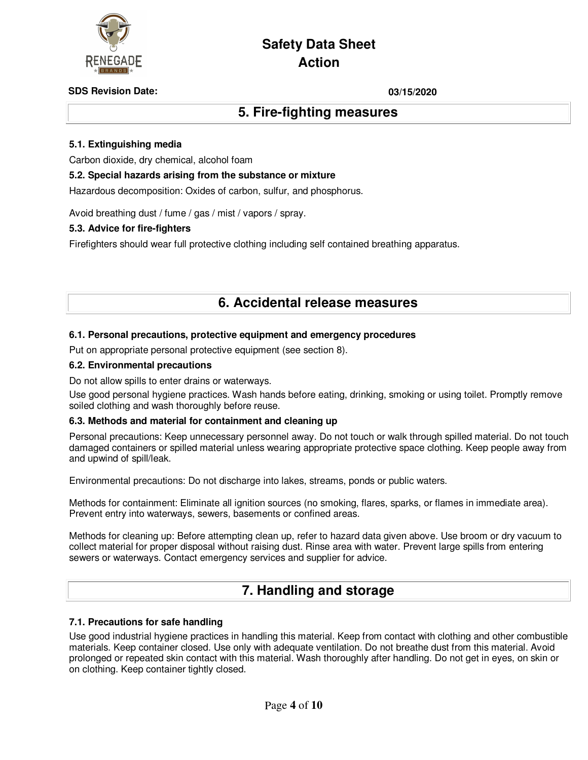## 5. Fire-fighting measures

### 5.1. Extinguishing media

Carbon dioxide, dry chemical, alcohol foam

### 5.2. Special hazards arising from the substance or mixture

Hazardous decomposition: Oxides of carbon, sulfur, and phosphorus.

Avoid breathing dust / fume / gas / mist / vapors / spray.

### 5.3. Advice for fire-fighters

Firefighters should wear full protective clothing including self contained breathing apparatus.

## 6. Accidental release measures

### 6.1. Personal precautions, protective equipment and emergency procedures

Put on appropriate personal protective equipment (see section 8).

### 6.2. Environmental precautions

Do not allow spills to enter drains or waterways.

Use good personal hygiene practices. Wash hands before eating, drinking, smoking or using toilet. Promptly remove soiled clothing and wash thoroughly before reuse.

### 6.3. Methods and material for containment and cleaning up

Personal precautions: Keep unnecessary personnel away. Do not touch or walk through spilled material. Do not touch damaged containers or spilled material unless wearing appropriate protective space clothing. Keep people away from and upwind of spill/leak.

Environmental precautions: Do not discharge into lakes, streams, ponds or public waters.

Methods for containment: Eliminate all ignition sources (no smoking, flares, sparks, or flames in immediate area). Prevent entry into waterways, sewers, basements or confined areas.

Methods for cleaning up: Before attempting clean up, refer to hazard data given above. Use broom or dry vacuum to collect material for proper disposal without raising dust. Rinse area with water. Prevent large spills from entering sewers or waterways. Contact emergency services and supplier for advice.

## 7. Handling and storage

### 7.1. Precautions for safe handling

Use good industrial hygiene practices in handling this material. Keep from contact with clothing and other combustible materials. Keep container closed. Use only with adequate ventilation. Do not breathe dust from this material. Avoid prolonged or repeated skin contact with this material. Wash thoroughly after handling. Do not get in eyes, on skin or on clothing. Keep container tightly closed.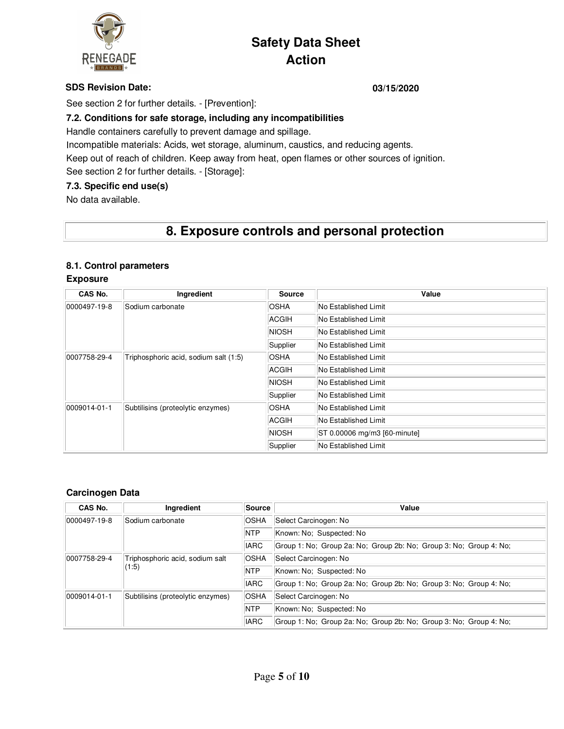See section 2 for further details. - [Prevention]:

### 7.2. Conditions for safe storage, including any incompatibilities

Handle containers carefully to prevent damage and spillage.

Incompatible materials: Acids, wet storage, aluminum, caustics, and reducing agents.

Keep out of reach of children. Keep away from heat, open flames or other sources of ignition.

See section 2 for further details. - [Storage]:

### 7.3. Specific end use(s)

No data available.

## 8. Exposure controls and personal protection

### 8.1. Control parameters

**Exposure**

| CAS No. | Ingredient | Source | Value |
|---|---|---|---|
| 0000497-19-8 | Sodium carbonate | OSHA | No Established Limit |
| | | ACGIH | No Established Limit |
| | | NIOSH | No Established Limit |
| | | Supplier | No Established Limit |
| 0007758-29-4 | Triphosphoric acid, sodium salt (1:5) | OSHA | No Established Limit |
| | | ACGIH | No Established Limit |
| | | NIOSH | No Established Limit |
| | | Supplier | No Established Limit |
| 0009014-01-1 | Subtilisins (proteolytic enzymes) | OSHA | No Established Limit |
| | | ACGIH | No Established Limit |
| | | NIOSH | ST 0.00006 mg/m3 [60-minute] |
| | | Supplier | No Established Limit |

**Carcinogen Data**

| CAS No. | Ingredient | Source | Value |
|---|---|---|---|
| 0000497-19-8 | Sodium carbonate | OSHA | Select Carcinogen: No |
| | | NTP | Known: No; Suspected: No |
| | | IARC | Group 1: No; Group 2a: No; Group 2b: No; Group 3: No; Group 4: No; |
| 0007758-29-4 | Triphosphoric acid, sodium salt (1:5) | OSHA | Select Carcinogen: No |
| | | NTP | Known: No; Suspected: No |
| | | IARC | Group 1: No; Group 2a: No; Group 2b: No; Group 3: No; Group 4: No; |
| 0009014-01-1 | Subtilisins (proteolytic enzymes) | OSHA | Select Carcinogen: No |
| | | NTP | Known: No; Suspected: No |
| | | IARC | Group 1: No; Group 2a: No; Group 2b: No; Group 3: No; Group 4: No; |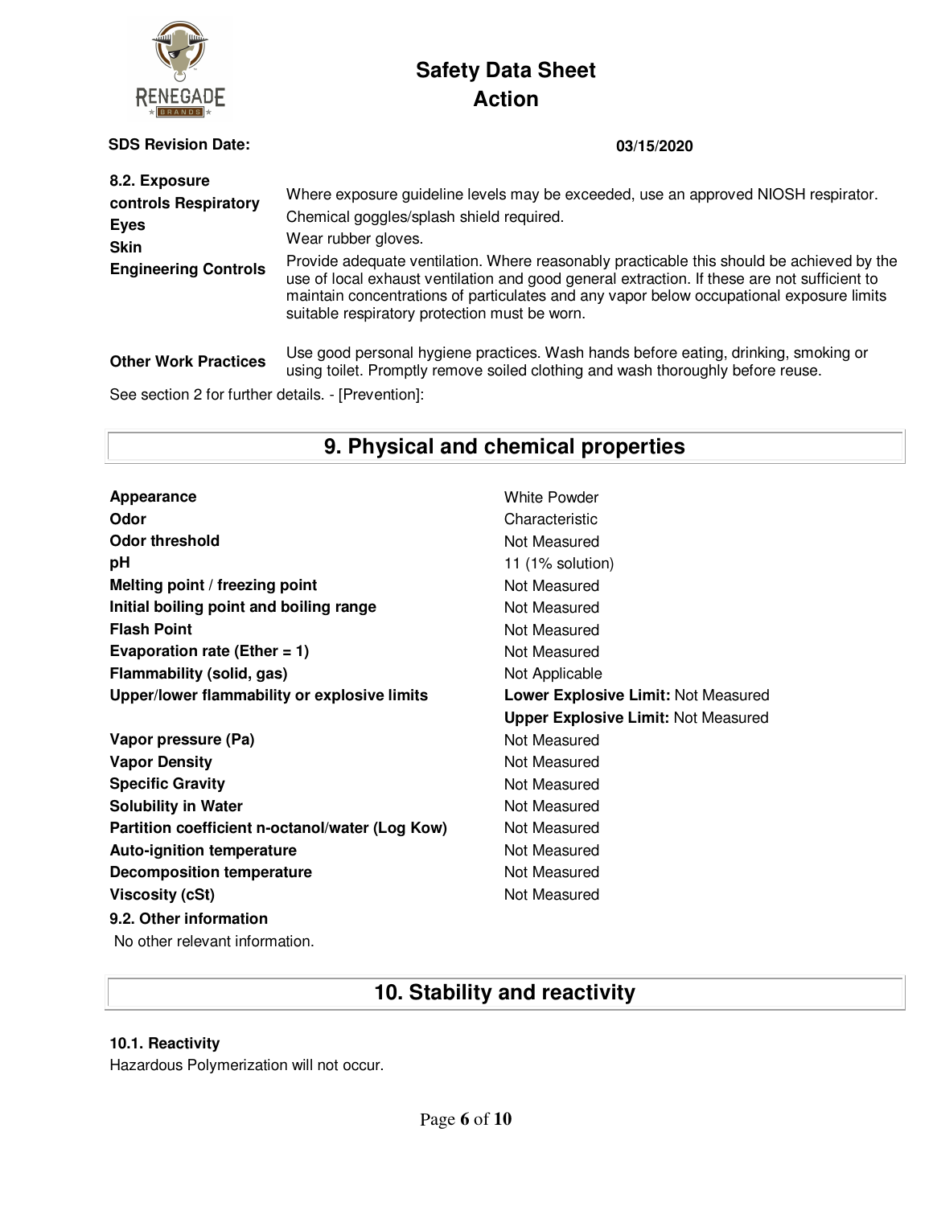| 8.2. Exposure controls | |
|---|---|
| **Respiratory** | Where exposure guideline levels may be exceeded, use an approved NIOSH respirator. |
| **Eyes** | Chemical goggles/splash shield required. |
| **Skin** | Wear rubber gloves. |
| **Engineering Controls** | Provide adequate ventilation. Where reasonably practicable this should be achieved by the use of local exhaust ventilation and good general extraction. If these are not sufficient to maintain concentrations of particulates and any vapor below occupational exposure limits suitable respiratory protection must be worn. |
| **Other Work Practices** | Use good personal hygiene practices. Wash hands before eating, drinking, smoking or using toilet. Promptly remove soiled clothing and wash thoroughly before reuse. |

See section 2 for further details. - [Prevention]:

## 9. Physical and chemical properties

| | |
|---|---|
| **Appearance** | White Powder |
| **Odor** | Characteristic |
| **Odor threshold** | Not Measured |
| **pH** | 11 (1% solution) |
| **Melting point / freezing point** | Not Measured |
| **Initial boiling point and boiling range** | Not Measured |
| **Flash Point** | Not Measured |
| **Evaporation rate (Ether = 1)** | Not Measured |
| **Flammability (solid, gas)** | Not Applicable |
| **Upper/lower flammability or explosive limits** | **Lower Explosive Limit:** Not Measured<br>**Upper Explosive Limit:** Not Measured |
| **Vapor pressure (Pa)** | Not Measured |
| **Vapor Density** | Not Measured |
| **Specific Gravity** | Not Measured |
| **Solubility in Water** | Not Measured |
| **Partition coefficient n-octanol/water (Log Kow)** | Not Measured |
| **Auto-ignition temperature** | Not Measured |
| **Decomposition temperature** | Not Measured |
| **Viscosity (cSt)** | Not Measured |

**9.2. Other information**

No other relevant information.

## 10. Stability and reactivity

**10.1. Reactivity**

Hazardous Polymerization will not occur.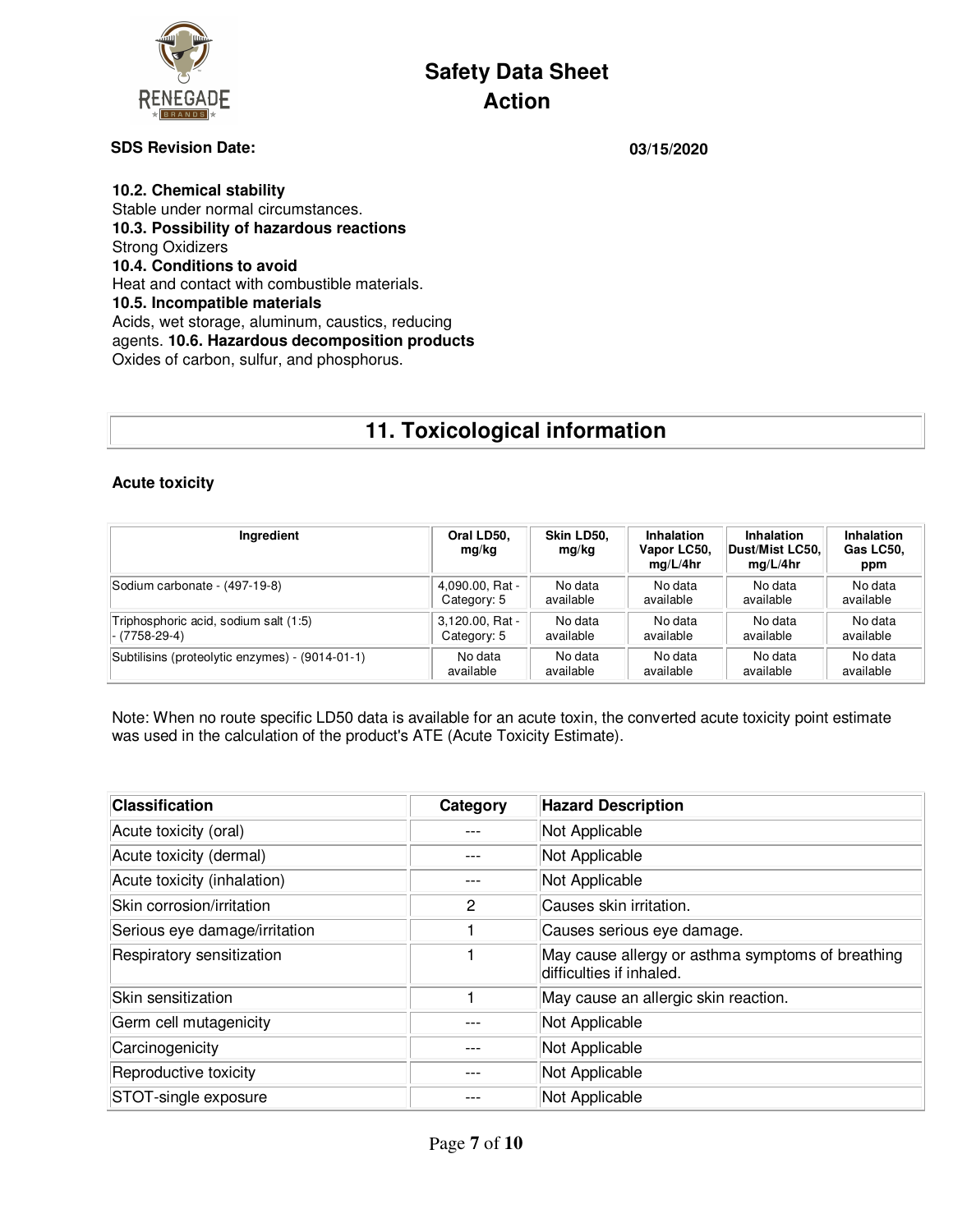**10.2. Chemical stability**
Stable under normal circumstances.
**10.3. Possibility of hazardous reactions**
Strong Oxidizers
**10.4. Conditions to avoid**
Heat and contact with combustible materials.
**10.5. Incompatible materials**
Acids, wet storage, aluminum, caustics, reducing agents.
**10.6. Hazardous decomposition products**
Oxides of carbon, sulfur, and phosphorus.

## 11. Toxicological information

### Acute toxicity

| Ingredient | Oral LD50, mg/kg | Skin LD50, mg/kg | Inhalation Vapor LC50, mg/L/4hr | Inhalation Dust/Mist LC50, mg/L/4hr | Inhalation Gas LC50, ppm |
|---|---|---|---|---|---|
| Sodium carbonate - (497-19-8) | 4,090.00, Rat - Category: 5 | No data available | No data available | No data available | No data available |
| Triphosphoric acid, sodium salt (1:5) - (7758-29-4) | 3,120.00, Rat - Category: 5 | No data available | No data available | No data available | No data available |
| Subtilisins (proteolytic enzymes) - (9014-01-1) | No data available | No data available | No data available | No data available | No data available |

Note: When no route specific LD50 data is available for an acute toxin, the converted acute toxicity point estimate was used in the calculation of the product's ATE (Acute Toxicity Estimate).

| Classification | Category | Hazard Description |
|---|---|---|
| Acute toxicity (oral) | --- | Not Applicable |
| Acute toxicity (dermal) | --- | Not Applicable |
| Acute toxicity (inhalation) | --- | Not Applicable |
| Skin corrosion/irritation | 2 | Causes skin irritation. |
| Serious eye damage/irritation | 1 | Causes serious eye damage. |
| Respiratory sensitization | 1 | May cause allergy or asthma symptoms of breathing difficulties if inhaled. |
| Skin sensitization | 1 | May cause an allergic skin reaction. |
| Germ cell mutagenicity | --- | Not Applicable |
| Carcinogenicity | --- | Not Applicable |
| Reproductive toxicity | --- | Not Applicable |
| STOT-single exposure | --- | Not Applicable |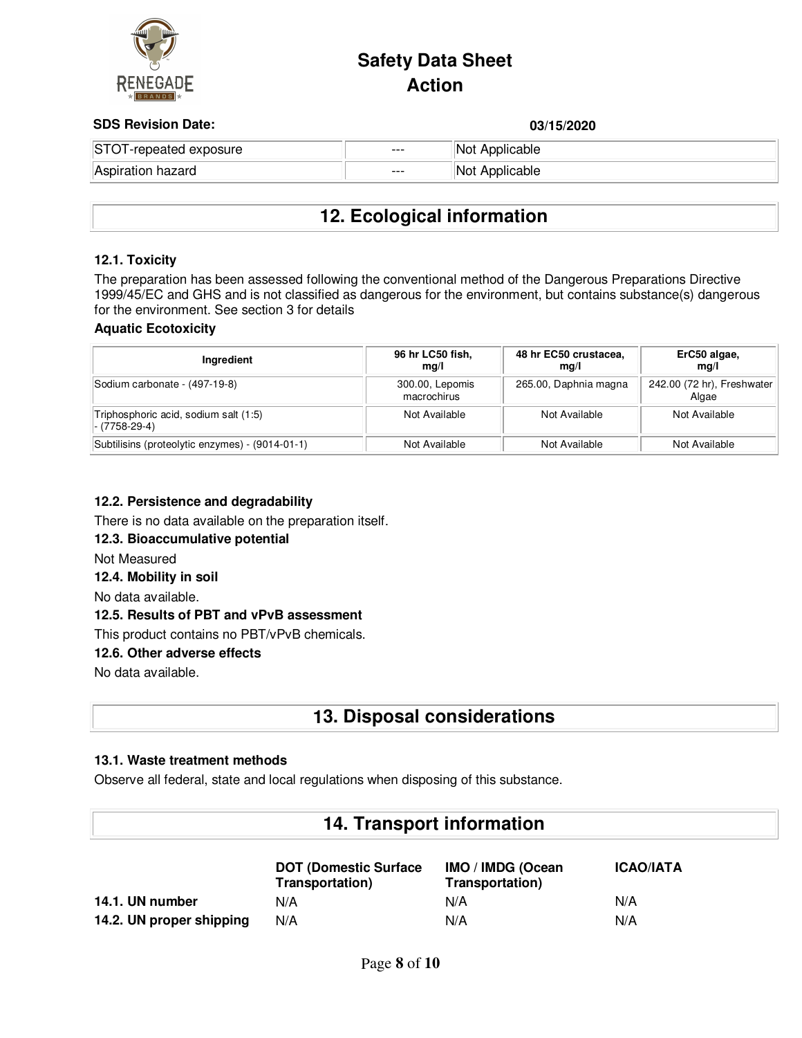| STOT-repeated exposure | --- | Not Applicable |
| --- | --- | --- |
| Aspiration hazard | --- | Not Applicable |

## 12. Ecological information

### 12.1. Toxicity

The preparation has been assessed following the conventional method of the Dangerous Preparations Directive 1999/45/EC and GHS and is not classified as dangerous for the environment, but contains substance(s) dangerous for the environment. See section 3 for details

**Aquatic Ecotoxicity**

| Ingredient | 96 hr LC50 fish, mg/l | 48 hr EC50 crustacea, mg/l | ErC50 algae, mg/l |
| --- | --- | --- | --- |
| Sodium carbonate - (497-19-8) | 300.00, Lepomis macrochirus | 265.00, Daphnia magna | 242.00 (72 hr), Freshwater Algae |
| Triphosphoric acid, sodium salt (1:5) - (7758-29-4) | Not Available | Not Available | Not Available |
| Subtilisins (proteolytic enzymes) - (9014-01-1) | Not Available | Not Available | Not Available |

### 12.2. Persistence and degradability

There is no data available on the preparation itself.

### 12.3. Bioaccumulative potential

Not Measured

### 12.4. Mobility in soil

No data available.

### 12.5. Results of PBT and vPvB assessment

This product contains no PBT/vPvB chemicals.

### 12.6. Other adverse effects

No data available.

## 13. Disposal considerations

### 13.1. Waste treatment methods

Observe all federal, state and local regulations when disposing of this substance.

## 14. Transport information

| | DOT (Domestic Surface Transportation) | IMO / IMDG (Ocean Transportation) | ICAO/IATA |
| --- | --- | --- | --- |
| **14.1. UN number** | N/A | N/A | N/A |
| **14.2. UN proper shipping** | N/A | N/A | N/A |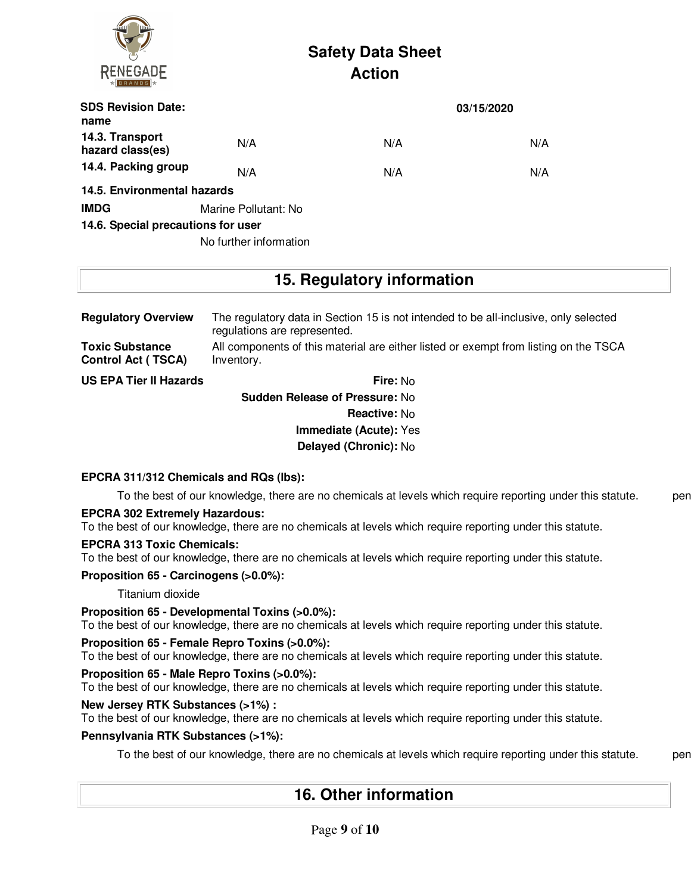| SDS Revision Date: | 03/15/2020 | | |
|---|---|---|---|
| name | | | |
| 14.3. Transport hazard class(es) | N/A | N/A | N/A |
| 14.4. Packing group | N/A | N/A | N/A |

**14.5. Environmental hazards**

**IMDG** Marine Pollutant: No

**14.6. Special precautions for user**

No further information

## 15. Regulatory information

**Regulatory Overview** The regulatory data in Section 15 is not intended to be all-inclusive, only selected regulations are represented.

**Toxic Substance Control Act ( TSCA)** All components of this material are either listed or exempt from listing on the TSCA Inventory.

**US EPA Tier II Hazards**

**Fire:** No
**Sudden Release of Pressure:** No
**Reactive:** No
**Immediate (Acute):** Yes
**Delayed (Chronic):** No

**EPCRA 311/312 Chemicals and RQs (lbs):**

To the best of our knowledge, there are no chemicals at levels which require reporting under this statute. pen

**EPCRA 302 Extremely Hazardous:**
To the best of our knowledge, there are no chemicals at levels which require reporting under this statute.

**EPCRA 313 Toxic Chemicals:**
To the best of our knowledge, there are no chemicals at levels which require reporting under this statute.

**Proposition 65 - Carcinogens (>0.0%):**

Titanium dioxide

**Proposition 65 - Developmental Toxins (>0.0%):**
To the best of our knowledge, there are no chemicals at levels which require reporting under this statute.

**Proposition 65 - Female Repro Toxins (>0.0%):**
To the best of our knowledge, there are no chemicals at levels which require reporting under this statute.

**Proposition 65 - Male Repro Toxins (>0.0%):**
To the best of our knowledge, there are no chemicals at levels which require reporting under this statute.

**New Jersey RTK Substances (>1%) :**
To the best of our knowledge, there are no chemicals at levels which require reporting under this statute.

**Pennsylvania RTK Substances (>1%):**

To the best of our knowledge, there are no chemicals at levels which require reporting under this statute. pen

## 16. Other information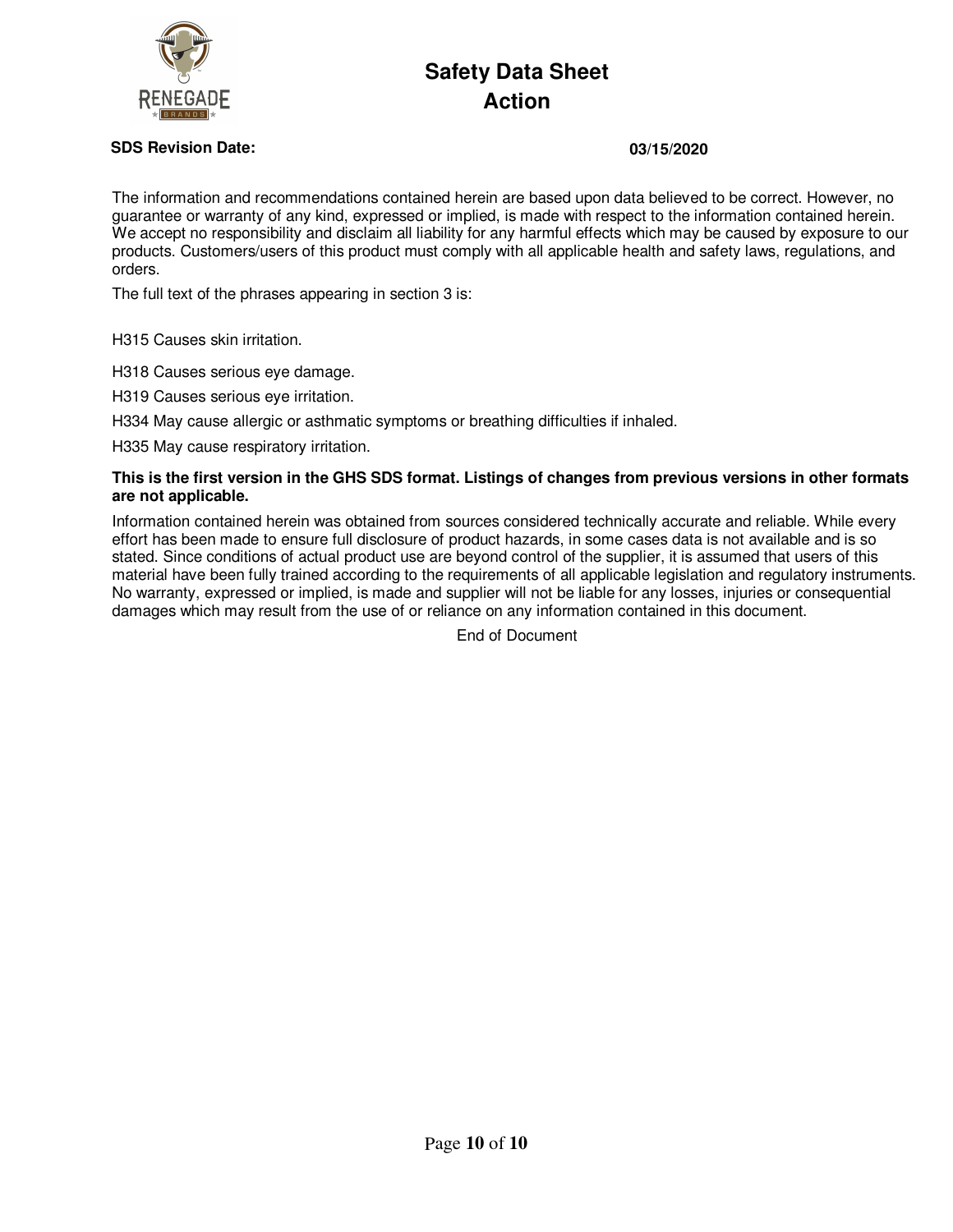**SDS Revision Date:** **03/15/2020**

The information and recommendations contained herein are based upon data believed to be correct. However, no guarantee or warranty of any kind, expressed or implied, is made with respect to the information contained herein. We accept no responsibility and disclaim all liability for any harmful effects which may be caused by exposure to our products. Customers/users of this product must comply with all applicable health and safety laws, regulations, and orders.

The full text of the phrases appearing in section 3 is:

H315 Causes skin irritation.

H318 Causes serious eye damage.

H319 Causes serious eye irritation.

H334 May cause allergic or asthmatic symptoms or breathing difficulties if inhaled.

H335 May cause respiratory irritation.

**This is the first version in the GHS SDS format. Listings of changes from previous versions in other formats are not applicable.**

Information contained herein was obtained from sources considered technically accurate and reliable. While every effort has been made to ensure full disclosure of product hazards, in some cases data is not available and is so stated. Since conditions of actual product use are beyond control of the supplier, it is assumed that users of this material have been fully trained according to the requirements of all applicable legislation and regulatory instruments. No warranty, expressed or implied, is made and supplier will not be liable for any losses, injuries or consequential damages which may result from the use of or reliance on any information contained in this document.

End of Document